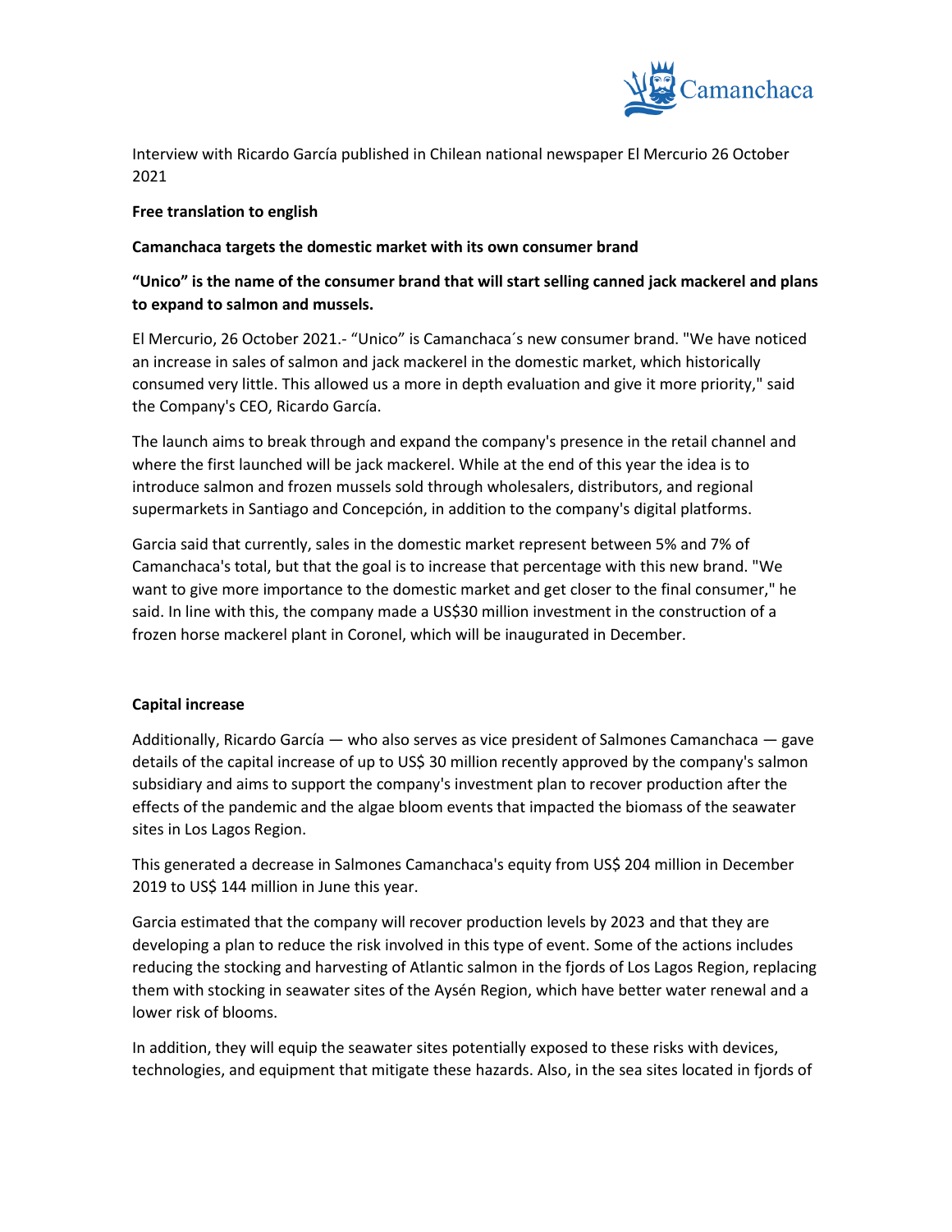Interview with Ricardo García published in Chilean national newspaper El Mercurio 26 October 2021

**Free translation to english**

**Camanchaca targets the domestic market with its own consumer brand**

**"Unico" is the name of the consumer brand that will start selling canned jack mackerel and plans to expand to salmon and mussels.**

El Mercurio, 26 October 2021.- "Unico" is Camanchaca´s new consumer brand. "We have noticed an increase in sales of salmon and jack mackerel in the domestic market, which historically consumed very little. This allowed us a more in depth evaluation and give it more priority," said the Company's CEO, Ricardo García.

The launch aims to break through and expand the company's presence in the retail channel and where the first launched will be jack mackerel. While at the end of this year the idea is to introduce salmon and frozen mussels sold through wholesalers, distributors, and regional supermarkets in Santiago and Concepción, in addition to the company's digital platforms.

Garcia said that currently, sales in the domestic market represent between 5% and 7% of Camanchaca's total, but that the goal is to increase that percentage with this new brand. "We want to give more importance to the domestic market and get closer to the final consumer," he said. In line with this, the company made a US$30 million investment in the construction of a frozen horse mackerel plant in Coronel, which will be inaugurated in December.

**Capital increase**

Additionally, Ricardo García — who also serves as vice president of Salmones Camanchaca — gave details of the capital increase of up to US$ 30 million recently approved by the company's salmon subsidiary and aims to support the company's investment plan to recover production after the effects of the pandemic and the algae bloom events that impacted the biomass of the seawater sites in Los Lagos Region.

This generated a decrease in Salmones Camanchaca's equity from US$ 204 million in December 2019 to US$ 144 million in June this year.

Garcia estimated that the company will recover production levels by 2023 and that they are developing a plan to reduce the risk involved in this type of event. Some of the actions includes reducing the stocking and harvesting of Atlantic salmon in the fjords of Los Lagos Region, replacing them with stocking in seawater sites of the Aysén Region, which have better water renewal and a lower risk of blooms.

In addition, they will equip the seawater sites potentially exposed to these risks with devices, technologies, and equipment that mitigate these hazards. Also, in the sea sites located in fjords of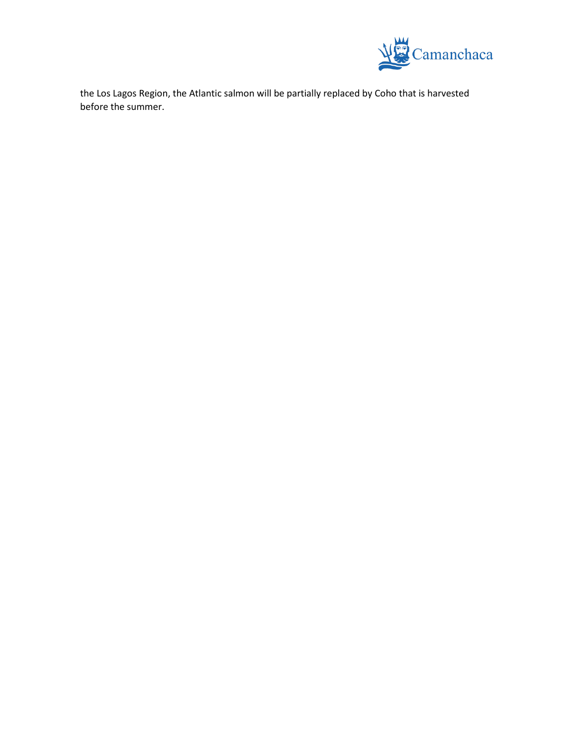the Los Lagos Region, the Atlantic salmon will be partially replaced by Coho that is harvested before the summer.